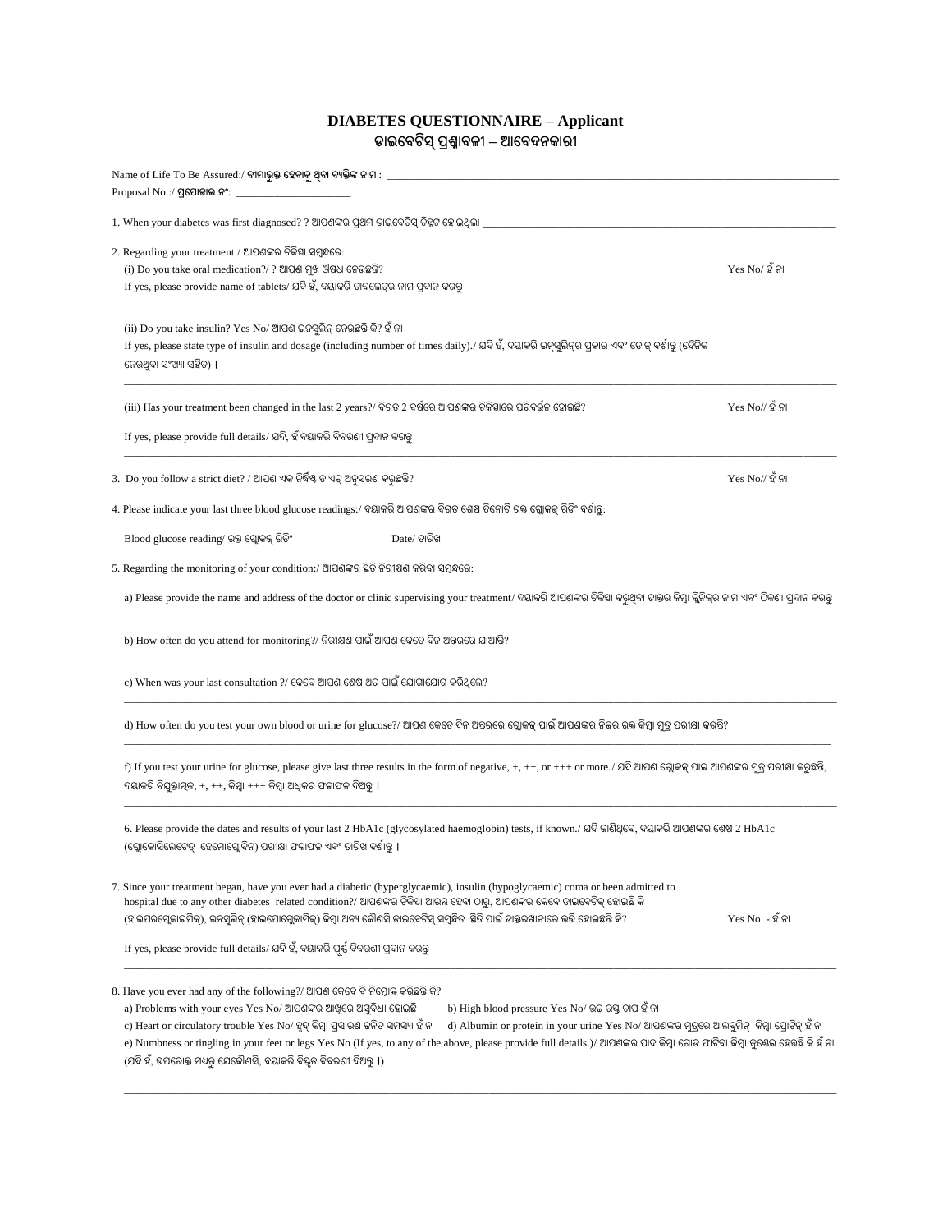# DIABETES QUESTIONNAIRE – Applicant
# ଡାଇବେଟିସ୍ ପ୍ରଶ୍ନାବଳୀ – ଆବେଦନକାରୀ

Name of Life To Be Assured:/ **ବୀମାଭୁକ୍ତ ହେବାକୁ ଥିବା ବ୍ୟକ୍ତିଙ୍କ ନାମ** : \_\_\_\_\_\_\_\_\_\_\_\_\_\_\_\_\_\_\_\_\_\_\_\_\_\_\_\_\_\_\_\_\_\_\_\_\_\_\_\_

Proposal No.:/ **ପ୍ରପୋଜାଲ ନଂ**: \_\_\_\_\_\_\_\_\_\_\_\_\_\_\_\_\_\_\_\_

1. When your diabetes was first diagnosed? ? ଆପଣଙ୍କର ପ୍ରଥମ ଡାଇବେଟିସ୍ ଚିହ୍ନଟ ହୋଇଥିଲା \_\_\_\_\_\_\_\_\_\_\_\_\_\_\_\_\_\_\_\_\_\_\_\_\_\_\_\_\_\_\_\_\_\_\_\_\_\_\_\_

2. Regarding your treatment:/ ଆପଣଙ୍କର ଚିକିତ୍ସା ସମ୍ବନ୍ଧରେ:

   (i) Do you take oral medication?/ ? ଆପଣ ମୁଖ ଔଷଧ ନେଉଛନ୍ତି? Yes No/ ହଁ ନା

   If yes, please provide name of tablets/ ଯଦି ହଁ, ଦୟାକରି ଟାବଲେଟ୍‌ର ନାମ ପ୍ରଦାନ କରନ୍ତୁ

   \_\_\_\_\_\_\_\_\_\_\_\_\_\_\_\_\_\_\_\_\_\_\_\_\_\_\_\_\_\_\_\_\_\_\_\_\_\_\_\_\_\_\_\_\_\_\_\_\_\_\_\_\_\_\_\_\_\_\_\_\_\_\_\_\_\_\_\_\_\_\_\_\_\_\_\_\_\_

   (ii) Do you take insulin? Yes No/ ଆପଣ ଇନସୁଲିନ୍ ନେଉଛନ୍ତି କି? ହଁ ନା

   If yes, please state type of insulin and dosage (including number of times daily)./ ଯଦି ହଁ, ଦୟାକରି ଇନ୍‌ସୁଲିନ୍‌ର ପ୍ରକାର ଏବଂ ଡୋଜ୍ ଦର୍ଶାନ୍ତୁ (ଦୈନିକ ନେଉଥିବା ସଂଖ୍ୟା ସହିତ) ।

   \_\_\_\_\_\_\_\_\_\_\_\_\_\_\_\_\_\_\_\_\_\_\_\_\_\_\_\_\_\_\_\_\_\_\_\_\_\_\_\_\_\_\_\_\_\_\_\_\_\_\_\_\_\_\_\_\_\_\_\_\_\_\_\_\_\_\_\_\_\_\_\_\_\_\_\_\_\_

   (iii) Has your treatment been changed in the last 2 years?/ ବିଗତ 2 ବର୍ଷରେ ଆପଣଙ୍କର ଚିକିତ୍ସାରେ ପରିବର୍ତ୍ତନ ହୋଇଛି? Yes No// ହଁ ନା

   If yes, please provide full details/ ଯଦି, ହଁ ଦୟାକରି ବିବରଣୀ ପ୍ରଦାନ କରନ୍ତୁ

   \_\_\_\_\_\_\_\_\_\_\_\_\_\_\_\_\_\_\_\_\_\_\_\_\_\_\_\_\_\_\_\_\_\_\_\_\_\_\_\_\_\_\_\_\_\_\_\_\_\_\_\_\_\_\_\_\_\_\_\_\_\_\_\_\_\_\_\_\_\_\_\_\_\_\_\_\_\_

3. Do you follow a strict diet? / ଆପଣ ଏକ ନିର୍ଦ୍ଦିଷ୍ଟ ଡାଏଟ୍ ଅନୁସରଣ କରୁଛନ୍ତି? Yes No// ହଁ ନା

4. Please indicate your last three blood glucose readings:/ ଦୟାକରି ଆପଣଙ୍କର ବିଗତ ଶେଷ ତିନୋଟି ରକ୍ତ ଗ୍ଲୋକଜ୍ ରିଡିଂ ଦର୍ଶାନ୍ତୁ:

   Blood glucose reading/ ରକ୍ତ ଗ୍ଲୋକଜ୍ ରିଡିଂ Date/ ତାରିଖ

5. Regarding the monitoring of your condition:/ ଆପଣଙ୍କର ସ୍ଥିତି ନିରୀକ୍ଷଣ କରିବା ସମ୍ବନ୍ଧରେ:

   a) Please provide the name and address of the doctor or clinic supervising your treatment/ ଦୟାକରି ଆପଣଙ୍କର ଚିକିତ୍ସା କରୁଥିବା ଡାକ୍ତର କିମ୍ବା କ୍ଲିନିକ୍‌ର ନାମ ଏବଂ ଠିକଣା ପ୍ରଦାନ କରନ୍ତୁ

   \_\_\_\_\_\_\_\_\_\_\_\_\_\_\_\_\_\_\_\_\_\_\_\_\_\_\_\_\_\_\_\_\_\_\_\_\_\_\_\_\_\_\_\_\_\_\_\_\_\_\_\_\_\_\_\_\_\_\_\_\_\_\_\_\_\_\_\_\_\_\_\_\_\_\_\_\_\_

   b) How often do you attend for monitoring?/ ନିରୀକ୍ଷଣ ପାଇଁ ଆପଣ କେତେ ଦିନ ଅନ୍ତରରେ ଯାଆନ୍ତି?

   \_\_\_\_\_\_\_\_\_\_\_\_\_\_\_\_\_\_\_\_\_\_\_\_\_\_\_\_\_\_\_\_\_\_\_\_\_\_\_\_\_\_\_\_\_\_\_\_\_\_\_\_\_\_\_\_\_\_\_\_\_\_\_\_\_\_\_\_\_\_\_\_\_\_\_\_\_\_

   c) When was your last consultation ?/ କେବେ ଆପଣ ଶେଷ ଥର ପାଇଁ ଯୋଗାଯୋଗ କରିଥିଲେ?

   \_\_\_\_\_\_\_\_\_\_\_\_\_\_\_\_\_\_\_\_\_\_\_\_\_\_\_\_\_\_\_\_\_\_\_\_\_\_\_\_\_\_\_\_\_\_\_\_\_\_\_\_\_\_\_\_\_\_\_\_\_\_\_\_\_\_\_\_\_\_\_\_\_\_\_\_\_\_

   d) How often do you test your own blood or urine for glucose?/ ଆପଣ କେତେ ଦିନ ଅନ୍ତରରେ ଗ୍ଲୋକଜ୍ ପାଇଁ ଆପଣଙ୍କର ନିଜର ରକ୍ତ କିମ୍ବା ମୂତ୍ର ପରୀକ୍ଷା କରନ୍ତି?

   \_\_\_\_\_\_\_\_\_\_\_\_\_\_\_\_\_\_\_\_\_\_\_\_\_\_\_\_\_\_\_\_\_\_\_\_\_\_\_\_\_\_\_\_\_\_\_\_\_\_\_\_\_\_\_\_\_\_\_\_\_\_\_\_\_\_\_\_\_\_\_\_\_\_\_\_\_\_

   f) If you test your urine for glucose, please give last three results in the form of negative, +, ++, or +++ or more./ ଯଦି ଆପଣ ଗ୍ଲୋକଜ୍ ପାଇ ଆପଣଙ୍କର ମୂତ୍ର ପରୀକ୍ଷା କରୁଛନ୍ତି, ଦୟାକରି ବିୟୁକ୍ତାତ୍ମକ, +, ++, କିମ୍ବା +++ କିମ୍ବା ଅଧିକର ଫଳାଫଳ ଦିଅନ୍ତୁ ।

   \_\_\_\_\_\_\_\_\_\_\_\_\_\_\_\_\_\_\_\_\_\_\_\_\_\_\_\_\_\_\_\_\_\_\_\_\_\_\_\_\_\_\_\_\_\_\_\_\_\_\_\_\_\_\_\_\_\_\_\_\_\_\_\_\_\_\_\_\_\_\_\_\_\_\_\_\_\_

6. Please provide the dates and results of your last 2 HbA1c (glycosylated haemoglobin) tests, if known./ ଯଦି ଜାଣିଥିବେ, ଦୟାକରି ଆପଣଙ୍କର ଶେଷ 2 HbA1c (ଗ୍ଲୋକୋସିଲେଟେଡ୍ ହେମୋଗ୍ଲୋବିନ) ପରୀକ୍ଷା ଫଳାଫଳ ଏବଂ ତାରିଖ ଦର୍ଶାନ୍ତୁ ।

   \_\_\_\_\_\_\_\_\_\_\_\_\_\_\_\_\_\_\_\_\_\_\_\_\_\_\_\_\_\_\_\_\_\_\_\_\_\_\_\_\_\_\_\_\_\_\_\_\_\_\_\_\_\_\_\_\_\_\_\_\_\_\_\_\_\_\_\_\_\_\_\_\_\_\_\_\_\_

7. Since your treatment began, have you ever had a diabetic (hyperglycaemic), insulin (hypoglycaemic) coma or been admitted to hospital due to any other diabetes related condition?/ ଆପଣଙ୍କର ଚିକିତ୍ସା ଆରମ୍ଭ ହେବା ଠାରୁ, ଆପଣଙ୍କର କେବେ ଡାଇବେଟିକ୍ ହୋଇଛି କି (ହାଇପରଗ୍ଲୋକାଇମିକ୍), ଇନସୁଲିନ୍ (ହାଇପୋଗ୍ଲୋକାମିକ୍) କିମ୍ବା ଅନ୍ୟ କୌଣସି ଡାଇବେଟିସ୍ ସମ୍ବନ୍ଧିତ ସ୍ଥିତି ପାଇଁ ଡାକ୍ତରଖାନାରେ ଭର୍ତ୍ତି ହୋଇଛନ୍ତି କି? Yes No - ହଁ ନା

   If yes, please provide full details/ ଯଦି ହଁ, ଦୟାକରି ପୂର୍ଣ୍ଣ ବିବରଣୀ ପ୍ରଦାନ କରନ୍ତୁ

   \_\_\_\_\_\_\_\_\_\_\_\_\_\_\_\_\_\_\_\_\_\_\_\_\_\_\_\_\_\_\_\_\_\_\_\_\_\_\_\_\_\_\_\_\_\_\_\_\_\_\_\_\_\_\_\_\_\_\_\_\_\_\_\_\_\_\_\_\_\_\_\_\_\_\_\_\_\_

8. Have you ever had any of the following?/ ଆପଣ କେବେ ବି ନିମ୍ନୋକ୍ତ କରିଛନ୍ତି କି?

   a) Problems with your eyes Yes No/ ଆପଣଙ୍କର ଆଖିରେ ଅସୁବିଧା ହୋଇଛି

   b) High blood pressure Yes No/ ଉଚ୍ଚ ରକ୍ତ ଚାପ ହଁ ନା

   c) Heart or circulatory trouble Yes No/ ହୃତ୍ କିମ୍ବା ପ୍ରସାରଣ ଜନିତ ସମସ୍ୟା ହଁ ନା

   d) Albumin or protein in your urine Yes No/ ଆପଣଙ୍କର ମୂତ୍ରରେ ଆଲବୁମିନ୍ କିମ୍ବା ପ୍ରୋଟିନ୍ ହଁ ନା

   e) Numbness or tingling in your feet or legs Yes No (If yes, to any of the above, please provide full details.)/ ଆପଣଙ୍କର ପାଦ କିମ୍ବା ଗୋଡ ଫାଟିବା କିମ୍ବା କୁଣ୍ଡେଇ ହେଉଛି କି ହଁ ନା (ଯଦି ହଁ, ଉପରୋକ୍ତ ମଧ୍ୟରୁ ଯେକୌଣସି, ଦୟାକରି ବିସ୍ତୃତ ବିବରଣୀ ଦିଅନ୍ତୁ ।)

   \_\_\_\_\_\_\_\_\_\_\_\_\_\_\_\_\_\_\_\_\_\_\_\_\_\_\_\_\_\_\_\_\_\_\_\_\_\_\_\_\_\_\_\_\_\_\_\_\_\_\_\_\_\_\_\_\_\_\_\_\_\_\_\_\_\_\_\_\_\_\_\_\_\_\_\_\_\_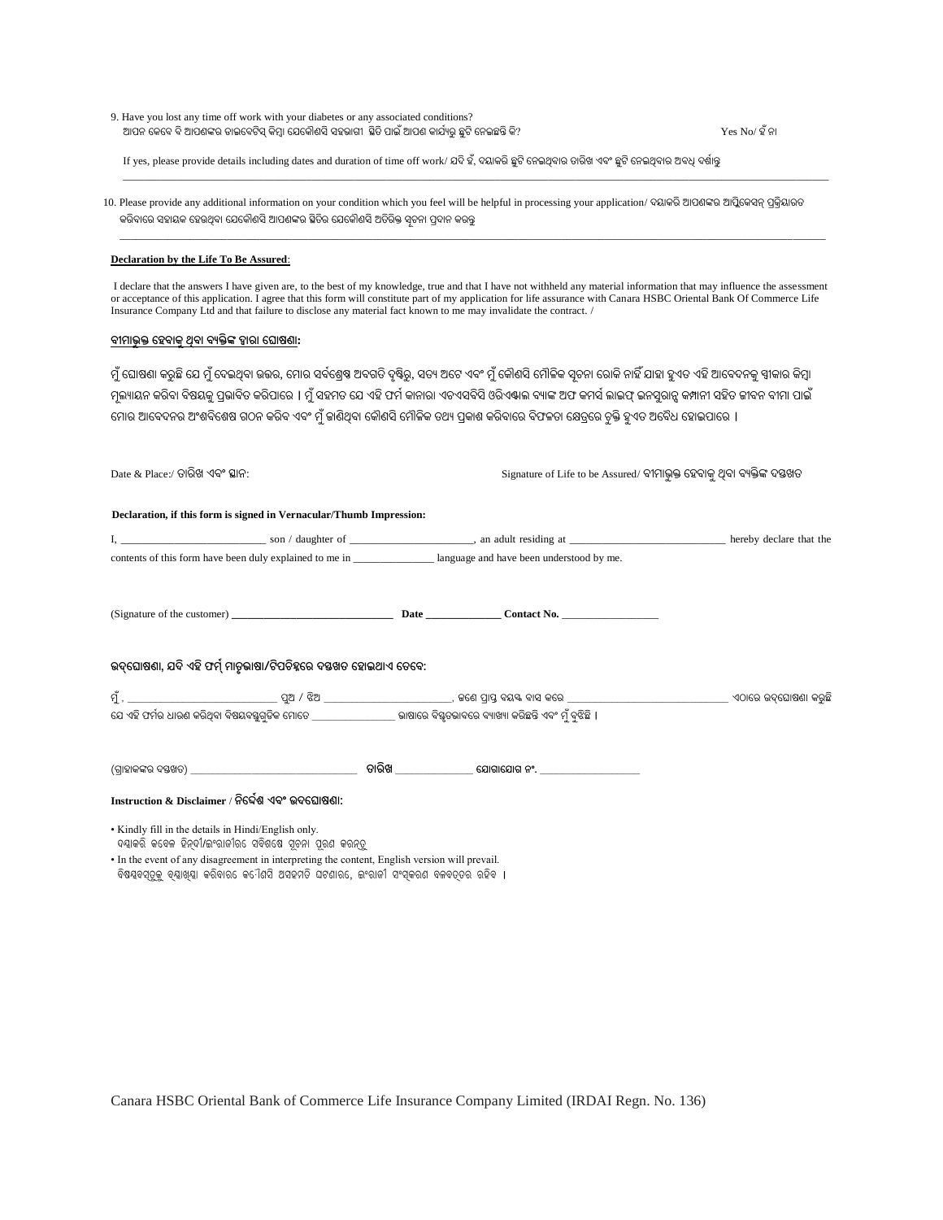9. Have you lost any time off work with your diabetes or any associated conditions?
   ଆପନ କେବେ ବି ଆପଣଙ୍କର ଡାଇବେଟିସ୍ କିମ୍ବା ଯେକୌଣସି ସହଭାଗୀ ସ୍ଥିତି ପାଇଁ ଆପଣ କାର୍ଯ୍ୟରୁ ଛୁଟି ନେଇଛନ୍ତି କି? Yes No/ ହଁ ନା

   If yes, please provide details including dates and duration of time off work/ ଯଦି ହଁ, ଦୟାକରି ଛୁଟି ନେଇଥିବାର ତାରିଖ ଏବଂ ଛୁଟି ନେଇଥିବାର ଅବଧି ଦର୍ଶାନ୍ତୁ

   ______________________________________________________________________________________________________

10. Please provide any additional information on your condition which you feel will be helpful in processing your application/ ଦୟାକରି ଆପଣଙ୍କର ଆପ୍ଲିକେସନ୍ ପ୍ରକ୍ରିୟାରତ କରିବାରେ ସହାୟକ ହେଉଥିବା ଯେକୌଣସି ଆପଣଙ୍କର ସ୍ଥିତିର ଯେକୌଣସି ଅତିରିକ୍ତ ସୂଚନା ପ୍ରଦାନ କରନ୍ତୁ

    ______________________________________________________________________________________________________

**Declaration by the Life To Be Assured**:

I declare that the answers I have given are, to the best of my knowledge, true and that I have not withheld any material information that may influence the assessment or acceptance of this application. I agree that this form will constitute part of my application for life assurance with Canara HSBC Oriental Bank Of Commerce Life Insurance Company Ltd and that failure to disclose any material fact known to me may invalidate the contract. /

**ବୀମାଭୁକ୍ତ ହେବାକୁ ଥିବା ବ୍ୟକ୍ତିଙ୍କ ଦ୍ଵାରା ଘୋଷଣା:**

ମୁଁ ଘୋଷଣା କରୁଛି ଯେ ମୁଁ ଦେଇଥିବା ଉତ୍ତର, ମୋର ସର୍ବଶ୍ରେଷ୍ଠ ଅବଗତି ଦୃଷ୍ଟିରୁ, ସତ୍ୟ ଅଟେ ଏବଂ ମୁଁ କୌଣସି ମୌଳିକ ସୂଚନା ରୋକି ନାହିଁ ଯାହା ହୁଏତ ଏହି ଆବେଦନକୁ ସ୍ୱୀକାର କିମ୍ବା ମୂଲ୍ୟାୟନ କରିବା ବିଷୟକୁ ପ୍ରଭାବିତ କରିପାରେ । ମୁଁ ସହମତ ଯେ ଏହି ଫର୍ମ କାନାରା ଏଚଏସବିସି ଓରିଏଣ୍ଟାଲ ବ୍ୟାଙ୍କ ଅଫ କମର୍ସ ଲାଇଫ୍ ଇନସୁରାନ୍ସ କମ୍ପାନୀ ସହିତ ଜୀବନ ବୀମା ପାଇଁ ମୋର ଆବେଦନର ଅଂଶବିଶେଷ ଗଠନ କରିବ ଏବଂ ମୁଁ ଜାଣିଥିବା କୌଣସି ମୌଳିକ ତଥ୍ୟ ପ୍ରକାଶ କରିବାରେ ବିଫଳତା କ୍ଷେତ୍ରରେ ଚୁକ୍ତି ହୁଏତ ଅବୈଧ ହୋଇପାରେ ।

Date & Place:/ ତାରିଖ ଏବଂ ସ୍ଥାନ: Signature of Life to be Assured/ ବୀମାଭୁକ୍ତ ହେବାକୁ ଥିବା ବ୍ୟକ୍ତିଙ୍କ ଦସ୍ତଖତ

**Declaration, if this form is signed in Vernacular/Thumb Impression:**

I, __________________________ son / daughter of ______________________, an adult residing at ____________________________ hereby declare that the contents of this form have been duly explained to me in _______________ language and have been understood by me.

(Signature of the customer) **______________________________ Date ______________ Contact No.** __________________

**ଉଦ୍‌ଘୋଷଣା, ଯଦି ଏହି ଫର୍ମ୍ ମାତୃଭାଷା/ଟିପଚିହ୍ନରେ ଦସ୍ତଖତ ହୋଇଥାଏ ତେବେ:**

ମୁଁ , ____________________________ ପୁଅ / ଝିଅ ________________________, ଜଣେ ପ୍ରାପ୍ତ ବୟସ୍କ ବାସ କରେ ______________________________ ଏଠାରେ ଉଦ୍‌ଘୋଷଣା କରୁଛି ଯେ ଏହି ଫର୍ମର ଧାରଣ କରିଥିବା ବିଷୟବସ୍ତୁଗୁଡ଼ିକ ମୋତେ _______________ ଭାଷାରେ ବିସ୍ତୃତଭାବରେ ବ୍ୟାଖ୍ୟା କରିଛନ୍ତି ଏବଂ ମୁଁ ବୁଝିଛି ।

(ଗ୍ରାହକଙ୍କର ଦସ୍ତଖତ) ______________________________ **ତାରିଖ** ______________ **ଯୋଗାଯୋଗ ନଂ.** __________________

**Instruction & Disclaimer** / **ନିର୍ଦ୍ଦେଶ ଏବଂ ଉଦଘୋଷଣା:**

- Kindly fill in the details in Hindi/English only.
  ଦୟାକରି କେବଳ ହିନ୍ଦୀ/ଇଂରାଜୀରେ ସବିଶେଷ ସୂଚନା ପୁରଣ କରନ୍ତୁ
- In the event of any disagreement in interpreting the content, English version will prevail.
  ବିଷୟବସ୍ତୁକୁ ବ୍ୟାଖ୍ୟା କରିବାରେ କୌଣସି ଅସହମତି ଘଟଣାରେ, ଇଂରାଜୀ ସଂସ୍କରଣ ବଳବତ୍ତର ରହିବ ।

Canara HSBC Oriental Bank of Commerce Life Insurance Company Limited (IRDAI Regn. No. 136)